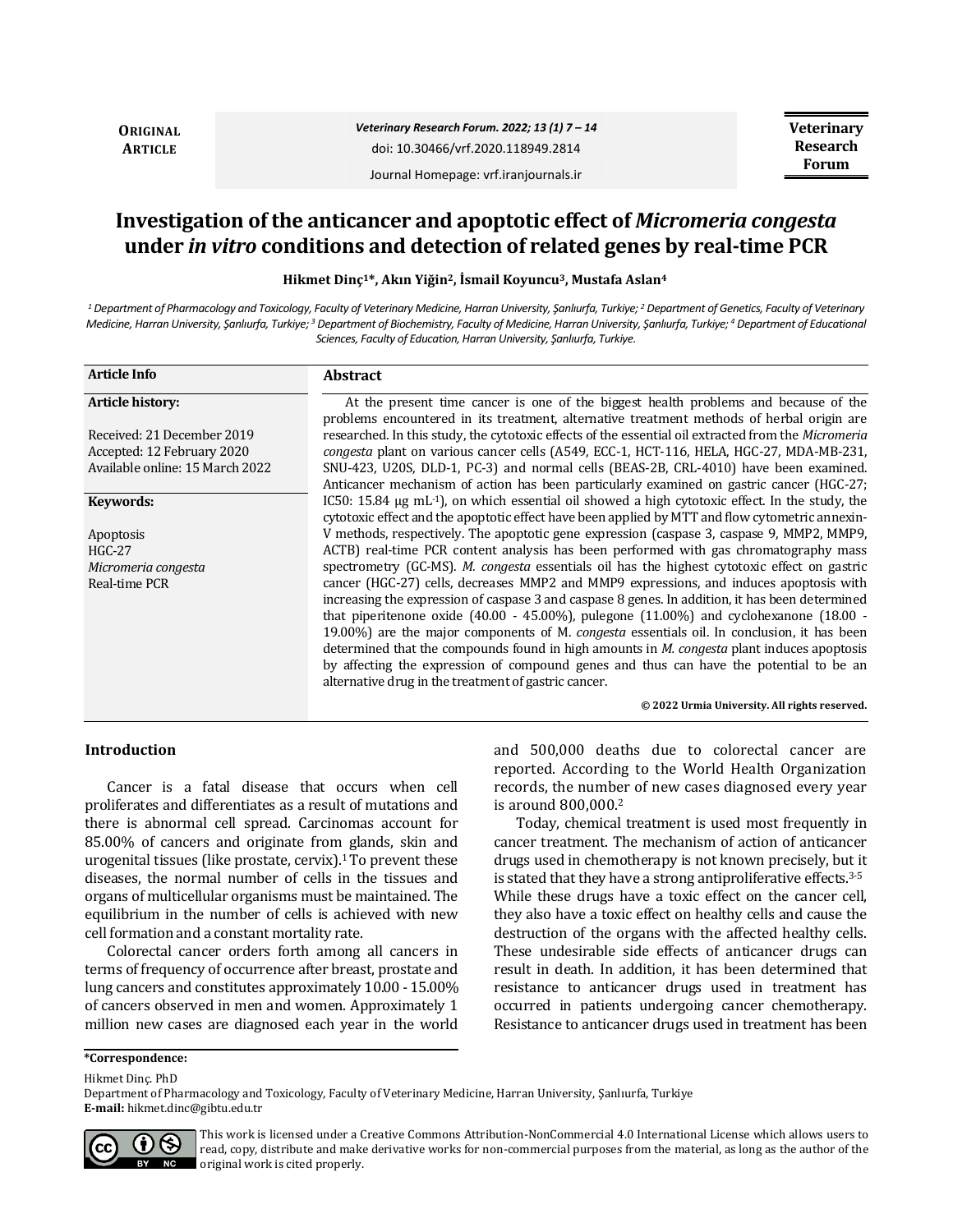**ORIGINAL ARTICLE**

*Veterinary Research Forum. 2022; 13 (1) 7 – 14*

doi: 10.30466/vrf.2020.118949.2814

Journal Homepage: vrf.iranjournals.ir

**Veterinary Research Forum**

# Investigation of the anticancer and apoptotic effect of *Micromeria congesta* under *in vitro* conditions and detection of related genes by real-time PCR

**Hikmet Dinç[1]*, Akın Yiğin[2], İsmail Koyuncu[3], Mustafa Aslan[4]**

*[1] Department of Pharmacology and Toxicology, Faculty of Veterinary Medicine, Harran University, Şanlıurfa, Turkiye; [2] Department of Genetics, Faculty of Veterinary Medicine, Harran University, Şanlıurfa, Turkiye; [3] Department of Biochemistry, Faculty of Medicine, Harran University, Şanlıurfa, Turkiye; [4] Department of Educational Sciences, Faculty of Education, Harran University, Şanlıurfa, Turkiye.*

**Article Info**

**Article history:**

Received: 21 December 2019
Accepted: 12 February 2020
Available online: 15 March 2022

**Keywords:**

Apoptosis
HGC-27
*Micromeria congesta*
Real-time PCR

**Abstract**

At the present time cancer is one of the biggest health problems and because of the problems encountered in its treatment, alternative treatment methods of herbal origin are researched. In this study, the cytotoxic effects of the essential oil extracted from the *Micromeria congesta* plant on various cancer cells (A549, ECC-1, HCT-116, HELA, HGC-27, MDA-MB-231, SNU-423, U20S, DLD-1, PC-3) and normal cells (BEAS-2B, CRL-4010) have been examined. Anticancer mechanism of action has been particularly examined on gastric cancer (HGC-27; IC50: 15.84 μg mL$^{-1}$), on which essential oil showed a high cytotoxic effect. In the study, the cytotoxic effect and the apoptotic effect have been applied by MTT and flow cytometric annexin-V methods, respectively. The apoptotic gene expression (caspase 3, caspase 9, MMP2, MMP9, ACTB) real-time PCR content analysis has been performed with gas chromatography mass spectrometry (GC-MS). *M. congesta* essentials oil has the highest cytotoxic effect on gastric cancer (HGC-27) cells, decreases MMP2 and MMP9 expressions, and induces apoptosis with increasing the expression of caspase 3 and caspase 8 genes. In addition, it has been determined that piperitenone oxide (40.00 - 45.00%), pulegone (11.00%) and cyclohexanone (18.00 - 19.00%) are the major components of M. *congesta* essentials oil. In conclusion, it has been determined that the compounds found in high amounts in *M. congesta* plant induces apoptosis by affecting the expression of compound genes and thus can have the potential to be an alternative drug in the treatment of gastric cancer.

**© 2022 Urmia University. All rights reserved.**

## Introduction

Cancer is a fatal disease that occurs when cell proliferates and differentiates as a result of mutations and there is abnormal cell spread. Carcinomas account for 85.00% of cancers and originate from glands, skin and urogenital tissues (like prostate, cervix).[1] To prevent these diseases, the normal number of cells in the tissues and organs of multicellular organisms must be maintained. The equilibrium in the number of cells is achieved with new cell formation and a constant mortality rate.

Colorectal cancer orders forth among all cancers in terms of frequency of occurrence after breast, prostate and lung cancers and constitutes approximately 10.00 - 15.00% of cancers observed in men and women. Approximately 1 million new cases are diagnosed each year in the world and 500,000 deaths due to colorectal cancer are reported. According to the World Health Organization records, the number of new cases diagnosed every year is around 800,000.[2]

Today, chemical treatment is used most frequently in cancer treatment. The mechanism of action of anticancer drugs used in chemotherapy is not known precisely, but it is stated that they have a strong antiproliferative effects.[3-5] While these drugs have a toxic effect on the cancer cell, they also have a toxic effect on healthy cells and cause the destruction of the organs with the affected healthy cells. These undesirable side effects of anticancer drugs can result in death. In addition, it has been determined that resistance to anticancer drugs used in treatment has occurred in patients undergoing cancer chemotherapy. Resistance to anticancer drugs used in treatment has been

**\*Correspondence:**

Hikmet Dinç. PhD
Department of Pharmacology and Toxicology, Faculty of Veterinary Medicine, Harran University, Şanlıurfa, Turkiye
**E-mail:** hikmet.dinc@gibtu.edu.tr

This work is licensed under a Creative Commons Attribution-NonCommercial 4.0 International License which allows users to read, copy, distribute and make derivative works for non-commercial purposes from the material, as long as the author of the original work is cited properly.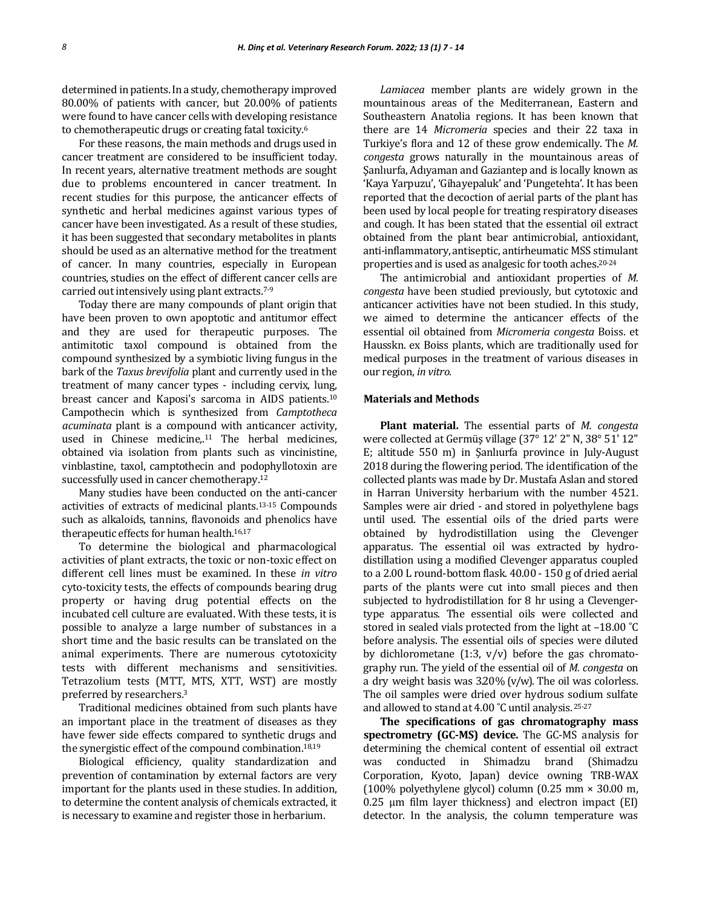determined in patients. In a study, chemotherapy improved 80.00% of patients with cancer, but 20.00% of patients were found to have cancer cells with developing resistance to chemotherapeutic drugs or creating fatal toxicity.[6]

For these reasons, the main methods and drugs used in cancer treatment are considered to be insufficient today. In recent years, alternative treatment methods are sought due to problems encountered in cancer treatment. In recent studies for this purpose, the anticancer effects of synthetic and herbal medicines against various types of cancer have been investigated. As a result of these studies, it has been suggested that secondary metabolites in plants should be used as an alternative method for the treatment of cancer. In many countries, especially in European countries, studies on the effect of different cancer cells are carried out intensively using plant extracts.[7-9]

Today there are many compounds of plant origin that have been proven to own apoptotic and antitumor effect and they are used for therapeutic purposes. The antimitotic taxol compound is obtained from the compound synthesized by a symbiotic living fungus in the bark of the *Taxus brevifolia* plant and currently used in the treatment of many cancer types - including cervix, lung, breast cancer and Kaposi's sarcoma in AIDS patients.[10] Campothecin which is synthesized from *Camptotheca acuminata* plant is a compound with anticancer activity, used in Chinese medicine,.[11] The herbal medicines, obtained via isolation from plants such as vincinistine, vinblastine, taxol, camptothecin and podophyllotoxin are successfully used in cancer chemotherapy.[12]

Many studies have been conducted on the anti-cancer activities of extracts of medicinal plants.[13-15] Compounds such as alkaloids, tannins, flavonoids and phenolics have therapeutic effects for human health.[16,17]

To determine the biological and pharmacological activities of plant extracts, the toxic or non-toxic effect on different cell lines must be examined. In these *in vitro* cyto-toxicity tests, the effects of compounds bearing drug property or having drug potential effects on the incubated cell culture are evaluated. With these tests, it is possible to analyze a large number of substances in a short time and the basic results can be translated on the animal experiments. There are numerous cytotoxicity tests with different mechanisms and sensitivities. Tetrazolium tests (MTT, MTS, XTT, WST) are mostly preferred by researchers.[3]

Traditional medicines obtained from such plants have an important place in the treatment of diseases as they have fewer side effects compared to synthetic drugs and the synergistic effect of the compound combination.[18,19]

Biological efficiency, quality standardization and prevention of contamination by external factors are very important for the plants used in these studies. In addition, to determine the content analysis of chemicals extracted, it is necessary to examine and register those in herbarium.

*Lamiacea* member plants are widely grown in the mountainous areas of the Mediterranean, Eastern and Southeastern Anatolia regions. It has been known that there are 14 *Micromeria* species and their 22 taxa in Turkiye's flora and 12 of these grow endemically. The *M. congesta* grows naturally in the mountainous areas of Şanlıurfa, Adıyaman and Gaziantep and is locally known as 'Kaya Yarpuzu', 'Gihayepaluk' and 'Pungetehta'. It has been reported that the decoction of aerial parts of the plant has been used by local people for treating respiratory diseases and cough. It has been stated that the essential oil extract obtained from the plant bear antimicrobial, antioxidant, anti-inflammatory, antiseptic, antirheumatic MSS stimulant properties and is used as analgesic for tooth aches.[20-24]

The antimicrobial and antioxidant properties of *M. congesta* have been studied previously, but cytotoxic and anticancer activities have not been studied. In this study, we aimed to determine the anticancer effects of the essential oil obtained from *Micromeria congesta* Boiss. et Hausskn. ex Boiss plants, which are traditionally used for medical purposes in the treatment of various diseases in our region, *in vitro.*

## Materials and Methods

**Plant material.** The essential parts of *M. congesta* were collected at Germüş village (37° 12' 2" N, 38° 51' 12" E; altitude 550 m) in Şanlıurfa province in July-August 2018 during the flowering period. The identification of the collected plants was made by Dr. Mustafa Aslan and stored in Harran University herbarium with the number 4521. Samples were air dried - and stored in polyethylene bags until used. The essential oils of the dried parts were obtained by hydrodistillation using the Clevenger apparatus. The essential oil was extracted by hydro-distillation using a modified Clevenger apparatus coupled to a 2.00 L round-bottom flask. 40.00 - 150 g of dried aerial parts of the plants were cut into small pieces and then subjected to hydrodistillation for 8 hr using a Clevenger-type apparatus. The essential oils were collected and stored in sealed vials protected from the light at –18.00 ˚C before analysis. The essential oils of species were diluted by dichlorometane (1:3, v/v) before the gas chromatography run. The yield of the essential oil of *M. congesta* on a dry weight basis was 3.20% (v/w). The oil was colorless. The oil samples were dried over hydrous sodium sulfate and allowed to stand at 4.00 ˚C until analysis.[25-27]

**The specifications of gas chromatography mass spectrometry (GC-MS) device.** The GC-MS analysis for determining the chemical content of essential oil extract was conducted in Shimadzu brand (Shimadzu Corporation, Kyoto, Japan) device owning TRB-WAX (100% polyethylene glycol) column (0.25 mm × 30.00 m, 0.25 µm film layer thickness) and electron impact (EI) detector. In the analysis, the column temperature was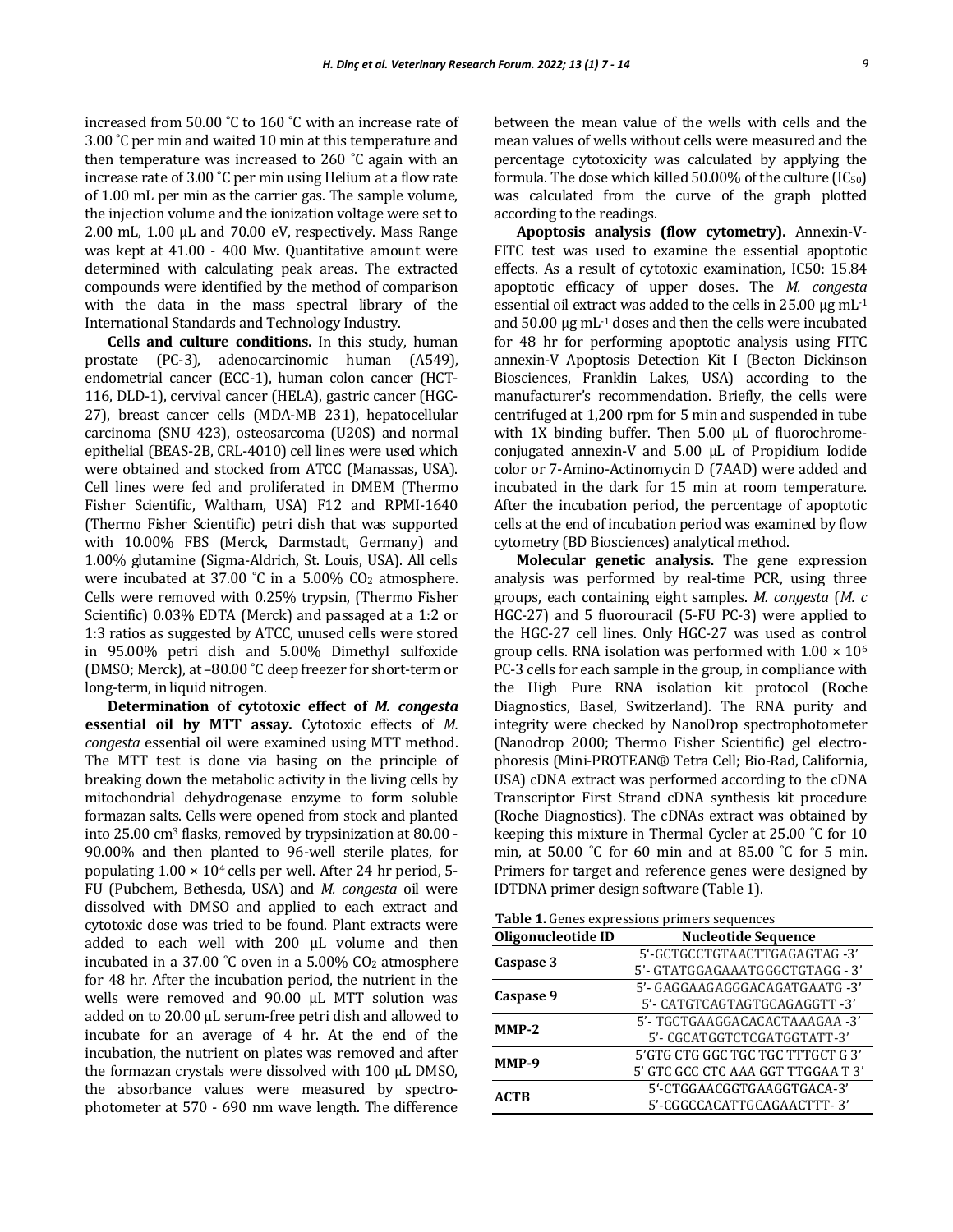increased from 50.00 ˚C to 160 ˚C with an increase rate of 3.00 ˚C per min and waited 10 min at this temperature and then temperature was increased to 260 ˚C again with an increase rate of 3.00 ˚C per min using Helium at a flow rate of 1.00 mL per min as the carrier gas. The sample volume, the injection volume and the ionization voltage were set to 2.00 mL, 1.00 µL and 70.00 eV, respectively. Mass Range was kept at 41.00 - 400 Mw. Quantitative amount were determined with calculating peak areas. The extracted compounds were identified by the method of comparison with the data in the mass spectral library of the International Standards and Technology Industry.

**Cells and culture conditions.** In this study, human prostate (PC-3), adenocarcinomic human (A549), endometrial cancer (ECC-1), human colon cancer (HCT-116, DLD-1), cervival cancer (HELA), gastric cancer (HGC-27), breast cancer cells (MDA-MB 231), hepatocellular carcinoma (SNU 423), osteosarcoma (U20S) and normal epithelial (BEAS-2B, CRL-4010) cell lines were used which were obtained and stocked from ATCC (Manassas, USA). Cell lines were fed and proliferated in DMEM (Thermo Fisher Scientific, Waltham, USA) F12 and RPMI-1640 (Thermo Fisher Scientific) petri dish that was supported with 10.00% FBS (Merck, Darmstadt, Germany) and 1.00% glutamine (Sigma-Aldrich, St. Louis, USA). All cells were incubated at 37.00 ˚C in a 5.00% $CO_2$ atmosphere. Cells were removed with 0.25% trypsin, (Thermo Fisher Scientific) 0.03% EDTA (Merck) and passaged at a 1:2 or 1:3 ratios as suggested by ATCC, unused cells were stored in 95.00% petri dish and 5.00% Dimethyl sulfoxide (DMSO; Merck), at –80.00 ˚C deep freezer for short-term or long-term, in liquid nitrogen.

**Determination of cytotoxic effect of *M. congesta* essential oil by MTT assay.** Cytotoxic effects of *M. congesta* essential oil were examined using MTT method. The MTT test is done via basing on the principle of breaking down the metabolic activity in the living cells by mitochondrial dehydrogenase enzyme to form soluble formazan salts. Cells were opened from stock and planted into 25.00 cm³ flasks, removed by trypsinization at 80.00 - 90.00% and then planted to 96-well sterile plates, for populating $1.00 \times 10^4$ cells per well. After 24 hr period, 5-FU (Pubchem, Bethesda, USA) and *M. congesta* oil were dissolved with DMSO and applied to each extract and cytotoxic dose was tried to be found. Plant extracts were added to each well with 200 µL volume and then incubated in a 37.00 ˚C oven in a 5.00% $CO_2$ atmosphere for 48 hr. After the incubation period, the nutrient in the wells were removed and 90.00 µL MTT solution was added on to 20.00 µL serum-free petri dish and allowed to incubate for an average of 4 hr. At the end of the incubation, the nutrient on plates was removed and after the formazan crystals were dissolved with 100 µL DMSO, the absorbance values were measured by spectrophotometer at 570 - 690 nm wave length. The difference between the mean value of the wells with cells and the mean values of wells without cells were measured and the percentage cytotoxicity was calculated by applying the formula. The dose which killed 50.00% of the culture ($IC_{50}$) was calculated from the curve of the graph plotted according to the readings.

**Apoptosis analysis (flow cytometry).** Annexin-V-FITC test was used to examine the essential apoptotic effects. As a result of cytotoxic examination, IC50: 15.84 apoptotic efficacy of upper doses. The *M. congesta* essential oil extract was added to the cells in 25.00 µg mL$^{-1}$ and 50.00 µg mL$^{-1}$ doses and then the cells were incubated for 48 hr for performing apoptotic analysis using FITC annexin-V Apoptosis Detection Kit I (Becton Dickinson Biosciences, Franklin Lakes, USA) according to the manufacturer's recommendation. Briefly, the cells were centrifuged at 1,200 rpm for 5 min and suspended in tube with 1X binding buffer. Then 5.00 µL of fluorochrome-conjugated annexin-V and 5.00 µL of Propidium Iodide color or 7-Amino-Actinomycin D (7AAD) were added and incubated in the dark for 15 min at room temperature. After the incubation period, the percentage of apoptotic cells at the end of incubation period was examined by flow cytometry (BD Biosciences) analytical method.

**Molecular genetic analysis.** The gene expression analysis was performed by real-time PCR, using three groups, each containing eight samples. *M. congesta* (*M. c* HGC-27) and 5 fluorouracil (5-FU PC-3) were applied to the HGC-27 cell lines. Only HGC-27 was used as control group cells. RNA isolation was performed with $1.00 \times 10^6$ PC-3 cells for each sample in the group, in compliance with the High Pure RNA isolation kit protocol (Roche Diagnostics, Basel, Switzerland). The RNA purity and integrity were checked by NanoDrop spectrophotometer (Nanodrop 2000; Thermo Fisher Scientific) gel electrophoresis (Mini-PROTEAN® Tetra Cell; Bio-Rad, California, USA) cDNA extract was performed according to the cDNA Transcriptor First Strand cDNA synthesis kit procedure (Roche Diagnostics). The cDNAs extract was obtained by keeping this mixture in Thermal Cycler at 25.00 ˚C for 10 min, at 50.00 ˚C for 60 min and at 85.00 ˚C for 5 min. Primers for target and reference genes were designed by IDTDNA primer design software (Table 1).

**Table 1.** Genes expressions primers sequences

| Oligonucleotide ID | Nucleotide Sequence |
|---|---|
| **Caspase 3** | 5'-GCTGCCTGTAACTTGAGAGTAG -3'<br>5'- GTATGGAGAAATGGGCTGTAGG - 3' |
| **Caspase 9** | 5'- GAGGAAGAGGGACAGATGAATG -3'<br>5'- CATGTCAGTAGTGCAGAGGTT -3' |
| **MMP-2** | 5'- TGCTGAAGGACACACTAAAGAA -3'<br>5'- CGCATGGTCTCGATGGTATT-3' |
| **MMP-9** | 5'GTG CTG GGC TGC TGC TTTGCT G 3'<br>5' GTC GCC CTC AAA GGT TTGGAA T 3' |
| **ACTB** | 5'-CTGGAACGGTGAAGGTGACA-3'<br>5'-CGGCCACATTGCAGAACTTT- 3' |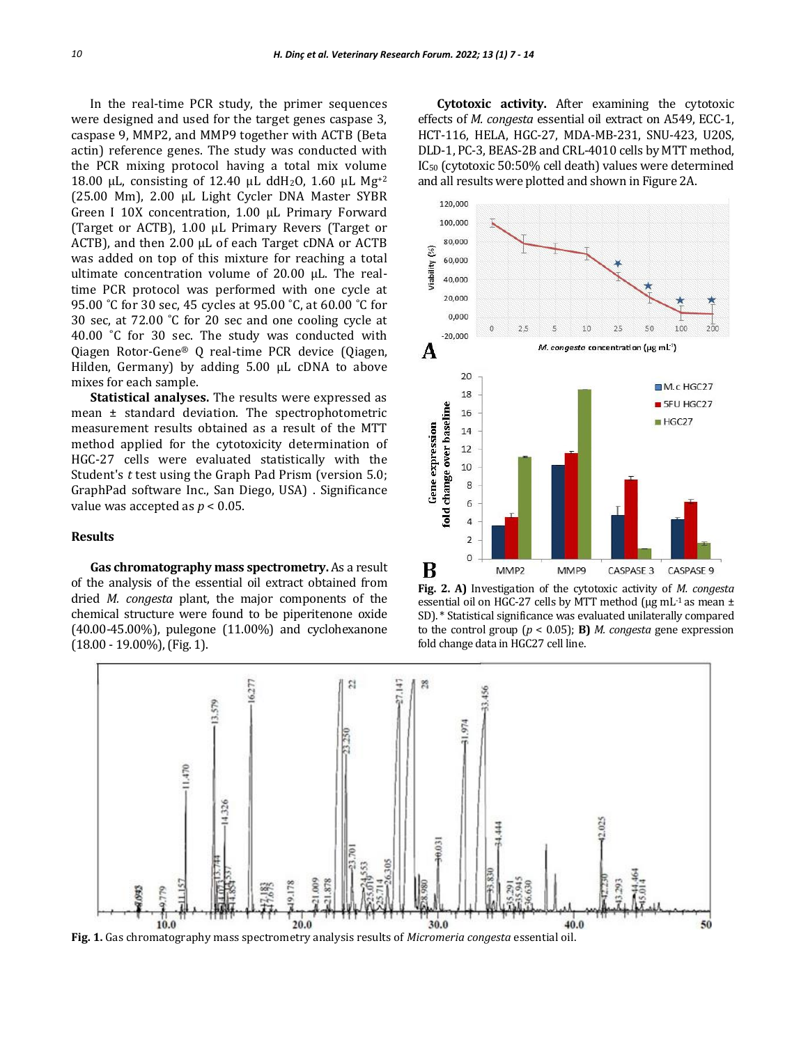In the real-time PCR study, the primer sequences were designed and used for the target genes caspase 3, caspase 9, MMP2, and MMP9 together with ACTB (Beta actin) reference genes. The study was conducted with the PCR mixing protocol having a total mix volume 18.00 µL, consisting of 12.40 µL $ddH_2O$, 1.60 µL $Mg^{+2}$ (25.00 Mm), 2.00 µL Light Cycler DNA Master SYBR Green I 10X concentration, 1.00 µL Primary Forward (Target or ACTB), 1.00 µL Primary Revers (Target or ACTB), and then 2.00 µL of each Target cDNA or ACTB was added on top of this mixture for reaching a total ultimate concentration volume of 20.00 µL. The real-time PCR protocol was performed with one cycle at 95.00 ˚C for 30 sec, 45 cycles at 95.00 ˚C, at 60.00 ˚C for 30 sec, at 72.00 ˚C for 20 sec and one cooling cycle at 40.00 ˚C for 30 sec. The study was conducted with Qiagen Rotor-Gene® Q real-time PCR device (Qiagen, Hilden, Germany) by adding 5.00 µL cDNA to above mixes for each sample.

**Statistical analyses.** The results were expressed as mean ± standard deviation. The spectrophotometric measurement results obtained as a result of the MTT method applied for the cytotoxicity determination of HGC-27 cells were evaluated statistically with the Student's *t* test using the Graph Pad Prism (version 5.0; GraphPad software Inc., San Diego, USA) . Significance value was accepted as $p < 0.05$.

## Results

**Gas chromatography mass spectrometry.** As a result of the analysis of the essential oil extract obtained from dried *M. congesta* plant, the major components of the chemical structure were found to be piperitenone oxide (40.00-45.00%), pulegone (11.00%) and cyclohexanone (18.00 - 19.00%), (Fig. 1).

**Cytotoxic activity.** After examining the cytotoxic effects of *M. congesta* essential oil extract on A549, ECC-1, HCT-116, HELA, HGC-27, MDA-MB-231, SNU-423, U20S, DLD-1, PC-3, BEAS-2B and CRL-4010 cells by MTT method, $IC_{50}$ (cytotoxic 50:50% cell death) values were determined and all results were plotted and shown in Figure 2A.

**Fig. 2. A)** Investigation of the cytotoxic activity of *M. congesta* essential oil on HGC-27 cells by MTT method (µg mL$^{-1}$ as mean ± SD). * Statistical significance was evaluated unilaterally compared to the control group ($p < 0.05$); **B)** *M. congesta* gene expression fold change data in HGC27 cell line.

**Fig. 1.** Gas chromatography mass spectrometry analysis results of *Micromeria congesta* essential oil.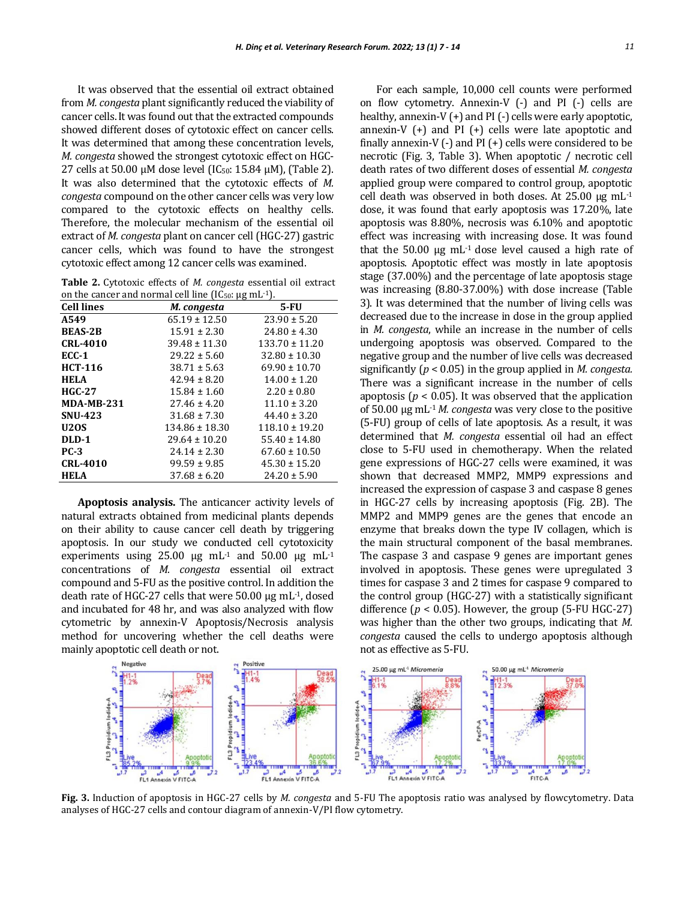It was observed that the essential oil extract obtained from *M. congesta* plant significantly reduced the viability of cancer cells. It was found out that the extracted compounds showed different doses of cytotoxic effect on cancer cells. It was determined that among these concentration levels, *M. congesta* showed the strongest cytotoxic effect on HGC-27 cells at 50.00 µM dose level ($IC_{50}$: 15.84 µM), (Table 2). It was also determined that the cytotoxic effects of *M. congesta* compound on the other cancer cells was very low compared to the cytotoxic effects on healthy cells. Therefore, the molecular mechanism of the essential oil extract of *M. congesta* plant on cancer cell (HGC-27) gastric cancer cells, which was found to have the strongest cytotoxic effect among 12 cancer cells was examined.

**Table 2.** Cytotoxic effects of *M. congesta* essential oil extract on the cancer and normal cell line ($IC_{50}$: µg $mL^{-1}$).

| Cell lines | *M. congesta* | 5-FU |
|---|---|---|
| **A549** | 65.19 ± 12.50 | 23.90 ± 5.20 |
| **BEAS-2B** | 15.91 ± 2.30 | 24.80 ± 4.30 |
| **CRL-4010** | 39.48 ± 11.30 | 133.70 ± 11.20 |
| **ECC-1** | 29.22 ± 5.60 | 32.80 ± 10.30 |
| **HCT-116** | 38.71 ± 5.63 | 69.90 ± 10.70 |
| **HELA** | 42.94 ± 8.20 | 14.00 ± 1.20 |
| **HGC-27** | 15.84 ± 1.60 | 2.20 ± 0.80 |
| **MDA-MB-231** | 27.46 ± 4.20 | 11.10 ± 3.20 |
| **SNU-423** | 31.68 ± 7.30 | 44.40 ± 3.20 |
| **U2OS** | 134.86 ± 18.30 | 118.10 ± 19.20 |
| **DLD-1** | 29.64 ± 10.20 | 55.40 ± 14.80 |
| **PC-3** | 24.14 ± 2.30 | 67.60 ± 10.50 |
| **CRL-4010** | 99.59 ± 9.85 | 45.30 ± 15.20 |
| **HELA** | 37.68 ± 6.20 | 24.20 ± 5.90 |

**Apoptosis analysis.** The anticancer activity levels of natural extracts obtained from medicinal plants depends on their ability to cause cancer cell death by triggering apoptosis. In our study we conducted cell cytotoxicity experiments using 25.00 µg $mL^{-1}$ and 50.00 µg $mL^{-1}$ concentrations of *M. congesta* essential oil extract compound and 5-FU as the positive control. In addition the death rate of HGC-27 cells that were 50.00 µg $mL^{-1}$, dosed and incubated for 48 hr, and was also analyzed with flow cytometric by annexin-V Apoptosis/Necrosis analysis method for uncovering whether the cell deaths were mainly apoptotic cell death or not.

For each sample, 10,000 cell counts were performed on flow cytometry. Annexin-V (-) and PI (-) cells are healthy, annexin-V (+) and PI (-) cells were early apoptotic, annexin-V (+) and PI (+) cells were late apoptotic and finally annexin-V (-) and PI (+) cells were considered to be necrotic (Fig. 3, Table 3). When apoptotic / necrotic cell death rates of two different doses of essential *M. congesta* applied group were compared to control group, apoptotic cell death was observed in both doses. At 25.00 µg $mL^{-1}$ dose, it was found that early apoptosis was 17.20%, late apoptosis was 8.80%, necrosis was 6.10% and apoptotic effect was increasing with increasing dose. It was found that the 50.00 µg $mL^{-1}$ dose level caused a high rate of apoptosis. Apoptotic effect was mostly in late apoptosis stage (37.00%) and the percentage of late apoptosis stage was increasing (8.80-37.00%) with dose increase (Table 3). It was determined that the number of living cells was decreased due to the increase in dose in the group applied in *M. congesta*, while an increase in the number of cells undergoing apoptosis was observed. Compared to the negative group and the number of live cells was decreased significantly ($p < 0.05$) in the group applied in *M. congesta.* There was a significant increase in the number of cells apoptosis ($p < 0.05$). It was observed that the application of 50.00 µg $mL^{-1}$ *M. congesta* was very close to the positive (5-FU) group of cells of late apoptosis. As a result, it was determined that *M. congesta* essential oil had an effect close to 5-FU used in chemotherapy. When the related gene expressions of HGC-27 cells were examined, it was shown that decreased MMP2, MMP9 expressions and increased the expression of caspase 3 and caspase 8 genes in HGC-27 cells by increasing apoptosis (Fig. 2B). The MMP2 and MMP9 genes are the genes that encode an enzyme that breaks down the type IV collagen, which is the main structural component of the basal membranes. The caspase 3 and caspase 9 genes are important genes involved in apoptosis. These genes were upregulated 3 times for caspase 3 and 2 times for caspase 9 compared to the control group (HGC-27) with a statistically significant difference ($p < 0.05$). However, the group (5-FU HGC-27) was higher than the other two groups, indicating that *M. congesta* caused the cells to undergo apoptosis although not as effective as 5-FU.

**Fig. 3.** Induction of apoptosis in HGC-27 cells by *M. congesta* and 5-FU The apoptosis ratio was analysed by flowcytometry. Data analyses of HGC-27 cells and contour diagram of annexin-V/PI flow cytometry.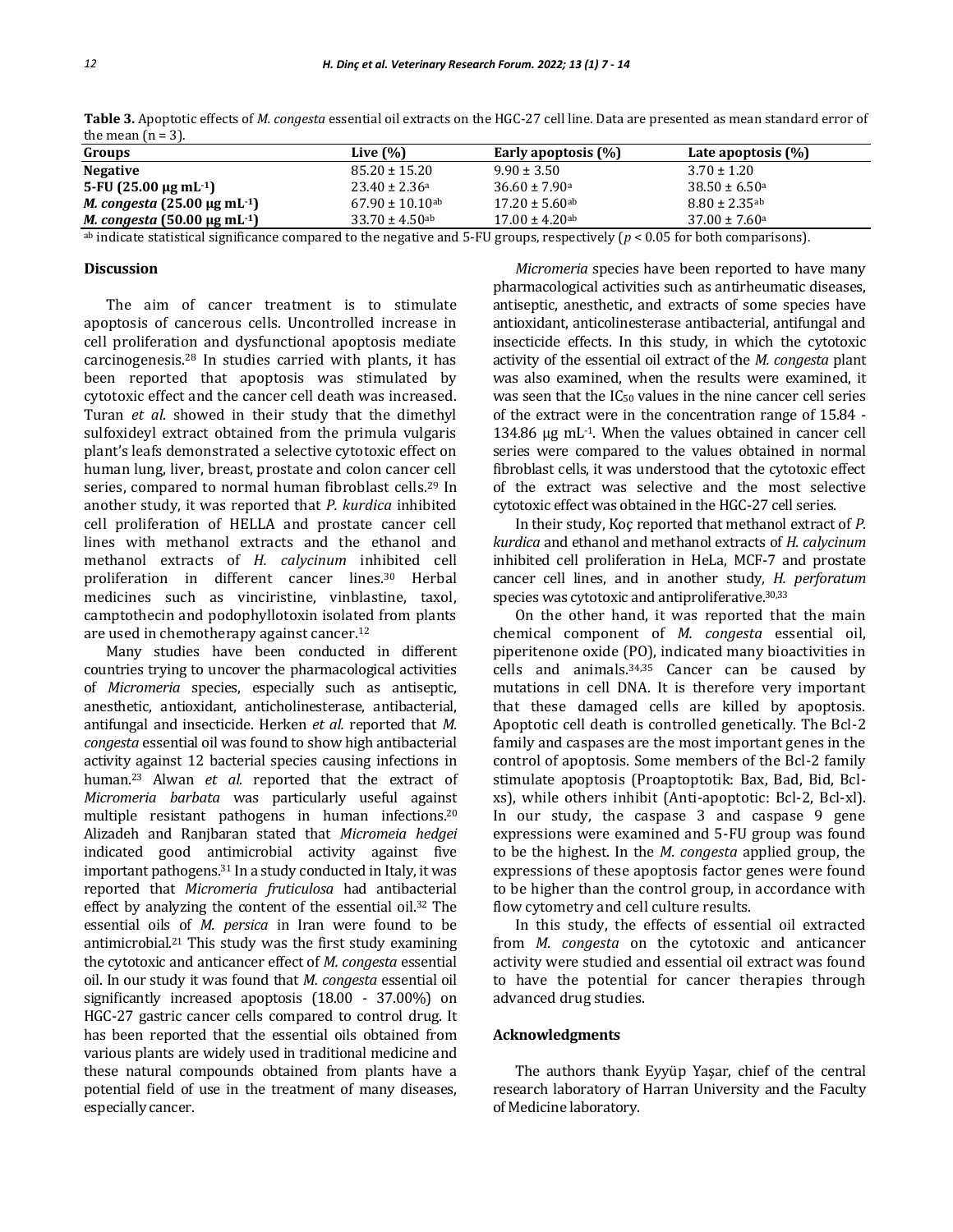**Table 3.** Apoptotic effects of *M. congesta* essential oil extracts on the HGC-27 cell line. Data are presented as mean standard error of the mean (n = 3).

| Groups | Live (%) | Early apoptosis (%) | Late apoptosis (%) |
|---|---|---|---|
| **Negative** | 85.20 ± 15.20 | 9.90 ± 3.50 | 3.70 ± 1.20 |
| **5-FU (25.00 μg mL$^{-1}$)** | 23.40 ± 2.36$^{a}$ | 36.60 ± 7.90$^{a}$ | 38.50 ± 6.50$^{a}$ |
| ***M. congesta* (25.00 μg mL$^{-1}$)** | 67.90 ± 10.10$^{ab}$ | 17.20 ± 5.60$^{ab}$ | 8.80 ± 2.35$^{ab}$ |
| ***M. congesta* (50.00 μg mL$^{-1}$)** | 33.70 ± 4.50$^{ab}$ | 17.00 ± 4.20$^{ab}$ | 37.00 ± 7.60$^{a}$ |

$^{ab}$ indicate statistical significance compared to the negative and 5-FU groups, respectively ($p < 0.05$ for both comparisons).

## Discussion

The aim of cancer treatment is to stimulate apoptosis of cancerous cells. Uncontrolled increase in cell proliferation and dysfunctional apoptosis mediate carcinogenesis.[28] In studies carried with plants, it has been reported that apoptosis was stimulated by cytotoxic effect and the cancer cell death was increased. Turan *et al.* showed in their study that the dimethyl sulfoxideyl extract obtained from the primula vulgaris plant's leafs demonstrated a selective cytotoxic effect on human lung, liver, breast, prostate and colon cancer cell series, compared to normal human fibroblast cells.[29] In another study, it was reported that *P. kurdica* inhibited cell proliferation of HELLA and prostate cancer cell lines with methanol extracts and the ethanol and methanol extracts of *H. calycinum* inhibited cell proliferation in different cancer lines.[30] Herbal medicines such as vinciristine, vinblastine, taxol, camptothecin and podophyllotoxin isolated from plants are used in chemotherapy against cancer.[12]

Many studies have been conducted in different countries trying to uncover the pharmacological activities of *Micromeria* species, especially such as antiseptic, anesthetic, antioxidant, anticholinesterase, antibacterial, antifungal and insecticide. Herken *et al.* reported that *M. congesta* essential oil was found to show high antibacterial activity against 12 bacterial species causing infections in human.[23] Alwan *et al.* reported that the extract of *Micromeria barbata* was particularly useful against multiple resistant pathogens in human infections.[20] Alizadeh and Ranjbaran stated that *Micromeia hedgei* indicated good antimicrobial activity against five important pathogens.[31] In a study conducted in Italy, it was reported that *Micromeria fruticulosa* had antibacterial effect by analyzing the content of the essential oil.[32] The essential oils of *M. persica* in Iran were found to be antimicrobial.[21] This study was the first study examining the cytotoxic and anticancer effect of *M. congesta* essential oil. In our study it was found that *M. congesta* essential oil significantly increased apoptosis (18.00 - 37.00%) on HGC-27 gastric cancer cells compared to control drug. It has been reported that the essential oils obtained from various plants are widely used in traditional medicine and these natural compounds obtained from plants have a potential field of use in the treatment of many diseases, especially cancer.

*Micromeria* species have been reported to have many pharmacological activities such as antirheumatic diseases, antiseptic, anesthetic, and extracts of some species have antioxidant, anticolinesterase antibacterial, antifungal and insecticide effects. In this study, in which the cytotoxic activity of the essential oil extract of the *M. congesta* plant was also examined, when the results were examined, it was seen that the $IC_{50}$ values in the nine cancer cell series of the extract were in the concentration range of 15.84 - 134.86 μg mL$^{-1}$. When the values obtained in cancer cell series were compared to the values obtained in normal fibroblast cells, it was understood that the cytotoxic effect of the extract was selective and the most selective cytotoxic effect was obtained in the HGC-27 cell series.

In their study, Koç reported that methanol extract of *P. kurdica* and ethanol and methanol extracts of *H. calycinum* inhibited cell proliferation in HeLa, MCF-7 and prostate cancer cell lines, and in another study, *H. perforatum* species was cytotoxic and antiproliferative.[30,33]

On the other hand, it was reported that the main chemical component of *M. congesta* essential oil, piperitenone oxide (PO), indicated many bioactivities in cells and animals.[34,35] Cancer can be caused by mutations in cell DNA. It is therefore very important that these damaged cells are killed by apoptosis. Apoptotic cell death is controlled genetically. The Bcl-2 family and caspases are the most important genes in the control of apoptosis. Some members of the Bcl-2 family stimulate apoptosis (Proaptoptotik: Bax, Bad, Bid, Bcl-xs), while others inhibit (Anti-apoptotic: Bcl-2, Bcl-xl). In our study, the caspase 3 and caspase 9 gene expressions were examined and 5-FU group was found to be the highest. In the *M. congesta* applied group, the expressions of these apoptosis factor genes were found to be higher than the control group, in accordance with flow cytometry and cell culture results.

In this study, the effects of essential oil extracted from *M. congesta* on the cytotoxic and anticancer activity were studied and essential oil extract was found to have the potential for cancer therapies through advanced drug studies.

## Acknowledgments

The authors thank Eyyüp Yaşar, chief of the central research laboratory of Harran University and the Faculty of Medicine laboratory.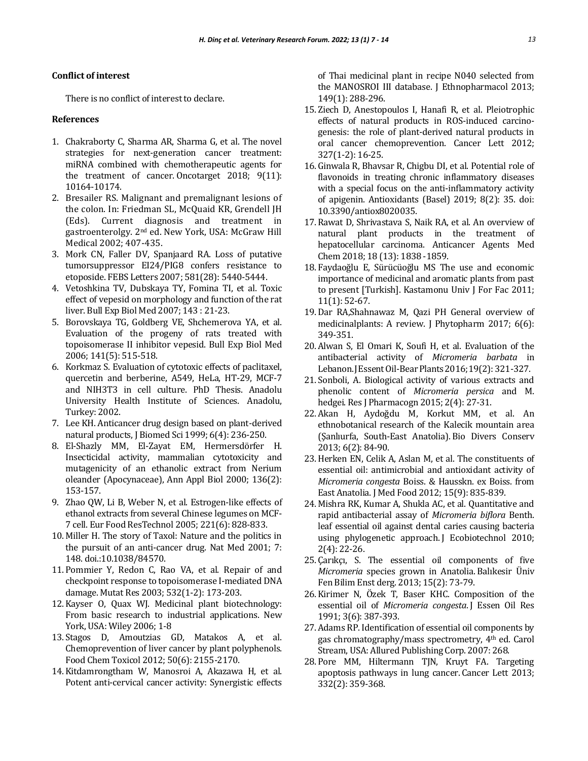**Conflict of interest**

There is no conflict of interest to declare.

**References**

1. Chakraborty C, Sharma AR, Sharma G, et al. The novel strategies for next-generation cancer treatment: miRNA combined with chemotherapeutic agents for the treatment of cancer. Oncotarget 2018; 9(11): 10164-10174.
2. Bresailer RS. Malignant and premalignant lesions of the colon. In: Friedman SL, McQuaid KR, Grendell JH (Eds). Current diagnosis and treatment in gastroenterolgy. 2nd ed. New York, USA: McGraw Hill Medical 2002; 407-435.
3. Mork CN, Faller DV, Spanjaard RA. Loss of putative tumorsuppressor EI24/PIG8 confers resistance to etoposide. FEBS Letters 2007; 581(28): 5440-5444.
4. Vetoshkina TV, Dubskaya TY, Fomina TI, et al. Toxic effect of vepesid on morphology and function of the rat liver. Bull Exp Biol Med 2007; 143 : 21-23.
5. Borovskaya TG, Goldberg VE, Shchemerova YA, et al. Evaluation of the progeny of rats treated with topoisomerase II inhibitor vepesid. Bull Exp Biol Med 2006; 141(5): 515-518.
6. Korkmaz S. Evaluation of cytotoxic effects of paclitaxel, quercetin and berberine, A549, HeLa, HT-29, MCF-7 and NIH3T3 in cell culture. PhD Thesis. Anadolu University Health Institute of Sciences. Anadolu, Turkey: 2002.
7. Lee KH. Anticancer drug design based on plant-derived natural products, J Biomed Sci 1999; 6(4): 236-250.
8. El-Shazly MM, El-Zayat EM, Hermersdörfer H. Insecticidal activity, mammalian cytotoxicity and mutagenicity of an ethanolic extract from Nerium oleander (Apocynaceae), Ann Appl Biol 2000; 136(2): 153-157.
9. Zhao QW, Li B, Weber N, et al. Estrogen-like effects of ethanol extracts from several Chinese legumes on MCF-7 cell. Eur Food ResTechnol 2005; 221(6): 828-833.
10. Miller H. The story of Taxol: Nature and the politics in the pursuit of an anti-cancer drug. Nat Med 2001; 7: 148. doi.:10.1038/84570.
11. Pommier Y, Redon C, Rao VA, et al. Repair of and checkpoint response to topoisomerase I-mediated DNA damage. Mutat Res 2003; 532(1-2): 173-203.
12. Kayser O, Quax WJ. Medicinal plant biotechnology: From basic research to industrial applications. New York, USA: Wiley 2006; 1-8
13. Stagos D, Amoutzias GD, Matakos A, et al. Chemoprevention of liver cancer by plant polyphenols. Food Chem Toxicol 2012; 50(6): 2155-2170.
14. Kitdamrongtham W, Manosroi A, Akazawa H, et al. Potent anti-cervical cancer activity: Synergistic effects of Thai medicinal plant in recipe N040 selected from the MANOSROI III database. J Ethnopharmacol 2013; 149(1): 288-296.
15. Ziech D, Anestopoulos I, Hanafi R, et al. Pleiotrophic effects of natural products in ROS-induced carcinogenesis: the role of plant-derived natural products in oral cancer chemoprevention. Cancer Lett 2012; 327(1-2): 16-25.
16. Ginwala R, Bhavsar R, Chigbu DI, et al. Potential role of flavonoids in treating chronic inflammatory diseases with a special focus on the anti-inflammatory activity of apigenin. Antioxidants (Basel) 2019; 8(2): 35. doi: 10.3390/antiox8020035.
17. Rawat D, Shrivastava S, Naik RA, et al. An overview of natural plant products in the treatment of hepatocellular carcinoma. Anticancer Agents Med Chem 2018; 18 (13): 1838 -1859.
18. Faydaoğlu E, Sürücüoğlu MS The use and economic importance of medicinal and aromatic plants from past to present [Turkish]. Kastamonu Univ J For Fac 2011; 11(1): 52-67.
19. Dar RA,Shahnawaz M, Qazi PH General overview of medicinalplants: A review. J Phytopharm 2017; 6(6): 349-351.
20. Alwan S, El Omari K, Soufi H, et al. Evaluation of the antibacterial activity of *Micromeria barbata* in Lebanon. J Essent Oil-Bear Plants 2016; 19(2): 321-327.
21. Sonboli, A. Biological activity of various extracts and phenolic content of *Micromeria persica* and M. hedgei. Res J Pharmacogn 2015; 2(4): 27-31.
22. Akan H, Aydoğdu M, Korkut MM, et al. An ethnobotanical research of the Kalecik mountain area (Şanlıurfa, South-East Anatolia). Bio Divers Conserv 2013; 6(2): 84-90.
23. Herken EN, Celik A, Aslan M, et al. The constituents of essential oil: antimicrobial and antioxidant activity of *Micromeria congesta* Boiss. & Hausskn. ex Boiss. from East Anatolia. J Med Food 2012; 15(9): 835-839.
24. Mishra RK, Kumar A, Shukla AC, et al. Quantitative and rapid antibacterial assay of *Micromeria biflora* Benth. leaf essential oil against dental caries causing bacteria using phylogenetic approach. J Ecobiotechnol 2010; 2(4): 22-26.
25. Çarıkçı, S. The essential oil components of five *Micromeria* species grown in Anatolia. Balıkesir Üniv Fen Bilim Enst derg. 2013; 15(2): 73-79.
26. Kirimer N, Özek T, Baser KHC. Composition of the essential oil of *Micromeria congesta*. J Essen Oil Res 1991; 3(6): 387-393.
27. Adams RP. Identification of essential oil components by gas chromatography/mass spectrometry, 4th ed. Carol Stream, USA: Allured Publishing Corp. 2007: 268.
28. Pore MM, Hiltermann TJN, Kruyt FA. Targeting apoptosis pathways in lung cancer. Cancer Lett 2013; 332(2): 359-368.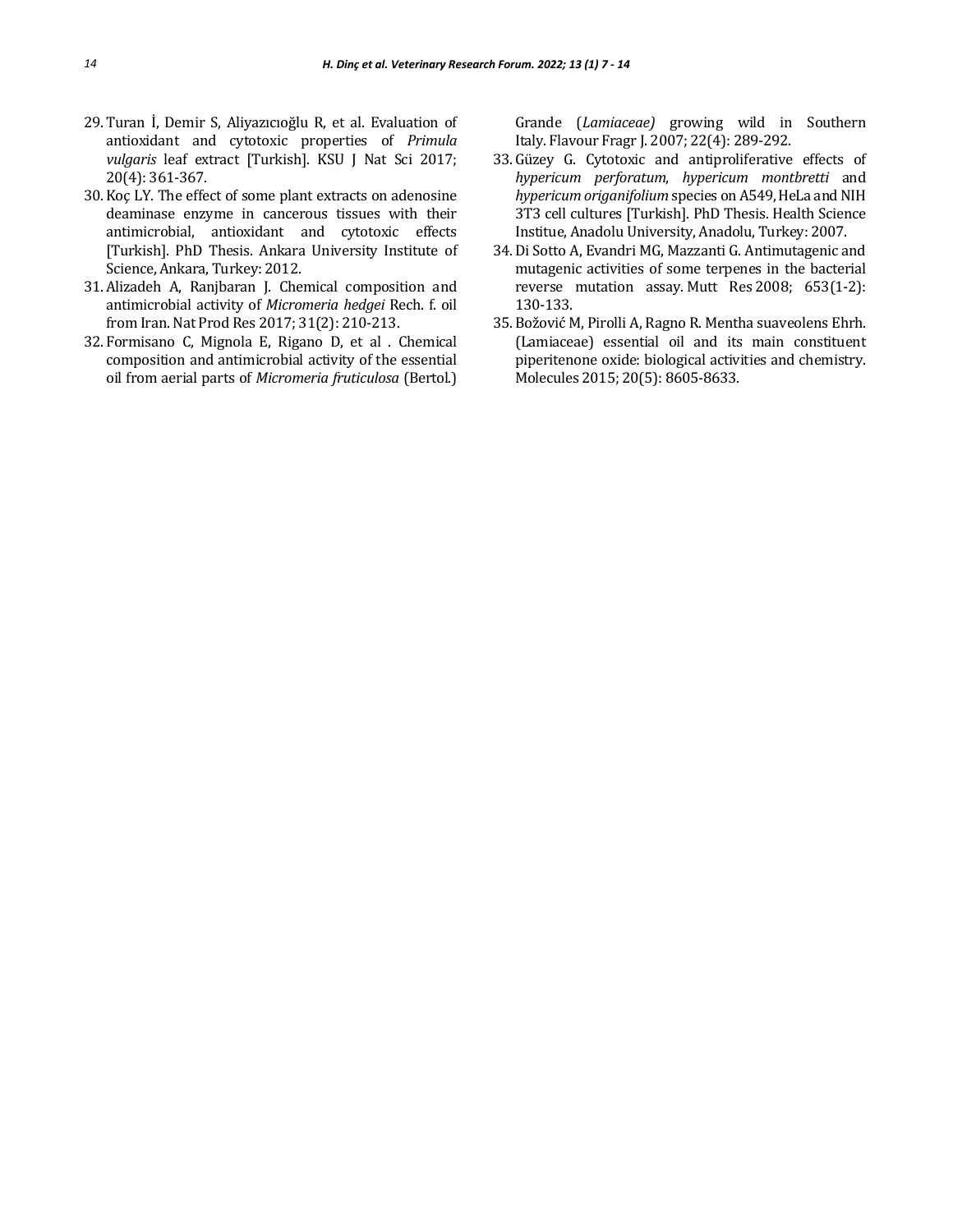29. Turan İ, Demir S, Aliyazıcıoğlu R, et al. Evaluation of antioxidant and cytotoxic properties of *Primula vulgaris* leaf extract [Turkish]. KSU J Nat Sci 2017; 20(4): 361-367.
30. Koç LY. The effect of some plant extracts on adenosine deaminase enzyme in cancerous tissues with their antimicrobial, antioxidant and cytotoxic effects [Turkish]. PhD Thesis. Ankara University Institute of Science, Ankara, Turkey: 2012.
31. Alizadeh A, Ranjbaran J. Chemical composition and antimicrobial activity of *Micromeria hedgei* Rech. f. oil from Iran. Nat Prod Res 2017; 31(2): 210-213.
32. Formisano C, Mignola E, Rigano D, et al . Chemical composition and antimicrobial activity of the essential oil from aerial parts of *Micromeria fruticulosa* (Bertol.) Grande (*Lamiaceae)* growing wild in Southern Italy. Flavour Fragr J. 2007; 22(4): 289-292.
33. Güzey G. Cytotoxic and antiproliferative effects of *hypericum perforatum*, *hypericum montbretti* and *hypericum origanifolium* species on A549, HeLa and NIH 3T3 cell cultures [Turkish]. PhD Thesis. Health Science Institue, Anadolu University, Anadolu, Turkey: 2007.
34. Di Sotto A, Evandri MG, Mazzanti G. Antimutagenic and mutagenic activities of some terpenes in the bacterial reverse mutation assay. Mutt Res 2008; 653(1-2): 130-133.
35. Božović M, Pirolli A, Ragno R. Mentha suaveolens Ehrh. (Lamiaceae) essential oil and its main constituent piperitenone oxide: biological activities and chemistry. Molecules 2015; 20(5): 8605-8633.